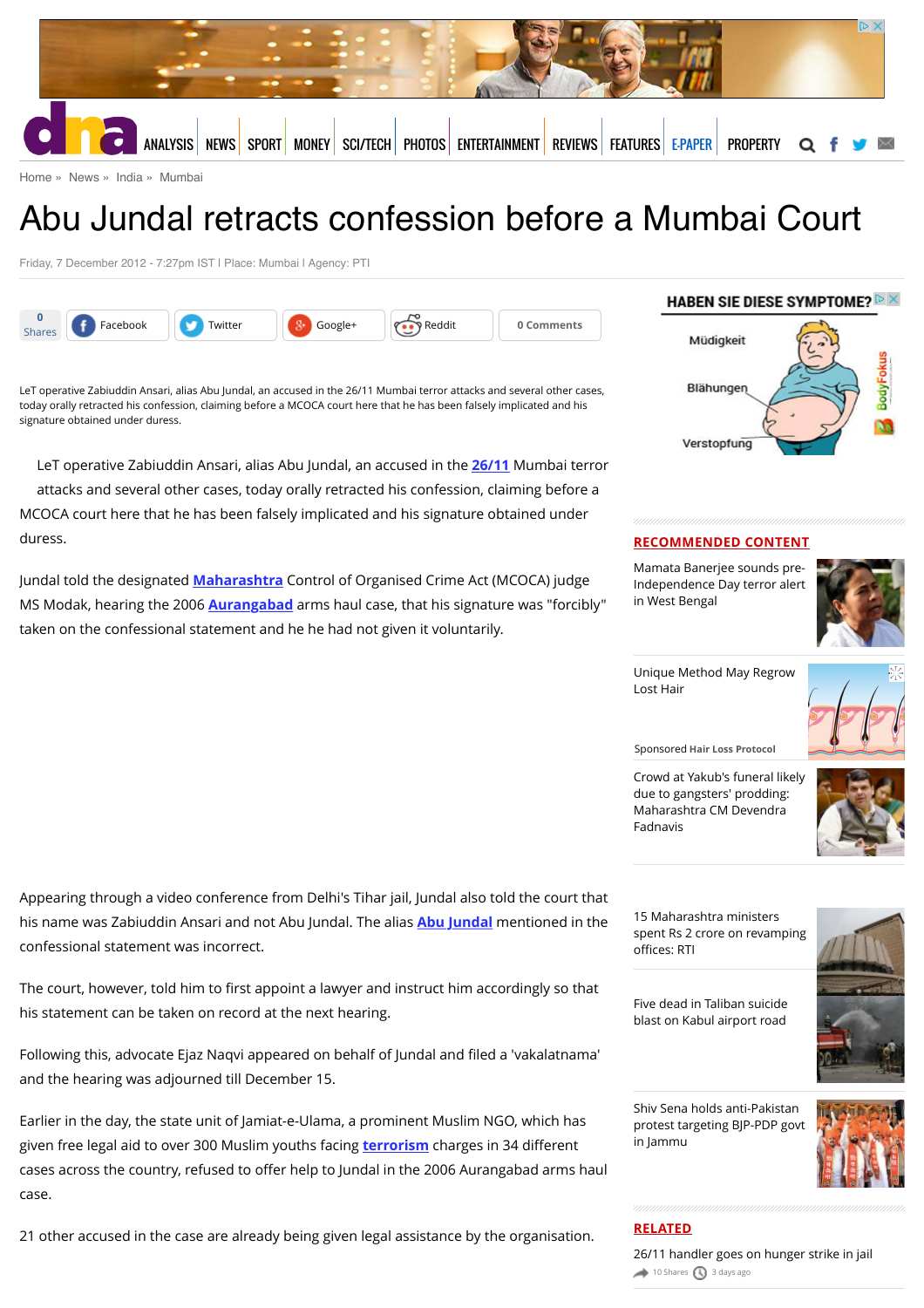Home » News » India » Mumbai

# Abu Jundal retracts confession before a Mumbai Court

Friday, 7 December 2012 - 7:27pm IST | Place: Mumbai | Agency: PTI

LeT operative Zabiuddin Ansari, alias Abu Jundal, an accused in the 26/11 Mumbai terror attacks and several other cases, today orally retracted his confession, claiming before a MCOCA court here that he has been falsely implicated and his signature obtained under duress.

LeT operative Zabiuddin Ansari, alias Abu Jundal, an accused in the **26/11** Mumbai terror attacks and several other cases, today orally retracted his confession, claiming before a MCOCA court here that he has been falsely implicated and his signature obtained under duress.

Jundal told the designated **Maharashtra** Control of Organised Crime Act (MCOCA) judge MS Modak, hearing the 2006 **Aurangabad** arms haul case, that his signature was "forcibly" taken on the confessional statement and he he had not given it voluntarily.

Appearing through a video conference from Delhi's Tihar jail, Jundal also told the court that his name was Zabiuddin Ansari and not Abu Jundal. The alias **Abu Jundal** mentioned in the confessional statement was incorrect.

The court, however, told him to first appoint a lawyer and instruct him accordingly so that his statement can be taken on record at the next hearing.

Following this, advocate Ejaz Naqvi appeared on behalf of Jundal and filed a 'vakalatnama' and the hearing was adjourned till December 15.

Earlier in the day, the state unit of Jamiat-e-Ulama, a prominent Muslim NGO, which has given free legal aid to over 300 Muslim youths facing **terrorism** charges in 34 different cases across the country, refused to offer help to Jundal in the 2006 Aurangabad arms haul case.

21 other accused in the case are already being given legal assistance by the organisation.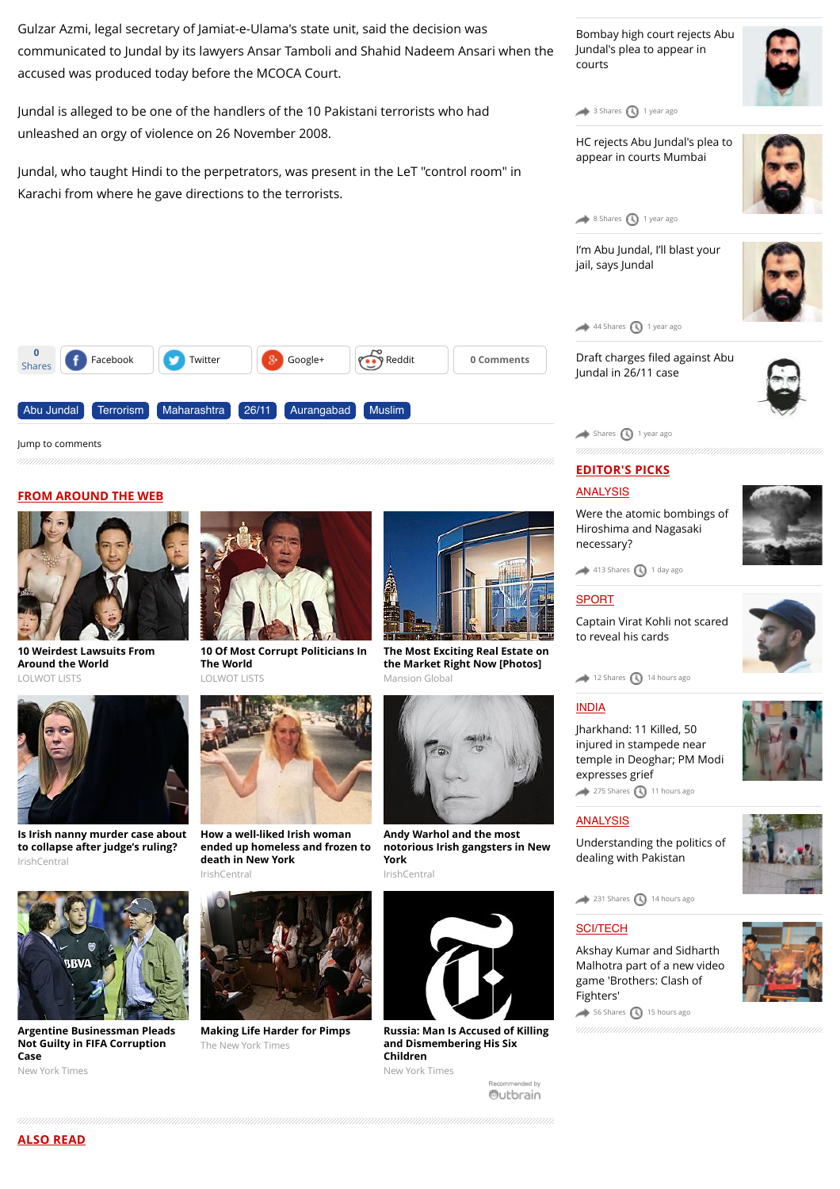Gulzar Azmi, legal secretary of Jamiat-e-Ulama's state unit, said the decision was communicated to Jundal by its lawyers Ansar Tamboli and Shahid Nadeem Ansari when the accused was produced today before the MCOCA Court.

Jundal is alleged to be one of the handlers of the 10 Pakistani terrorists who had unleashed an orgy of violence on 26 November 2008.

Jundal, who taught Hindi to the perpetrators, was present in the LeT "control room" in Karachi from where he gave directions to the terrorists.

0 Shares | Facebook | Twitter | Google+ | Reddit | 0 Comments

Abu Jundal | Terrorism | Maharashtra | 26/11 | Aurangabad | Muslim

Jump to comments

## FROM AROUND THE WEB

**10 Weirdest Lawsuits From Around the World**
LOLWOT LISTS

**10 Of Most Corrupt Politicians In The World**
LOLWOT LISTS

**The Most Exciting Real Estate on the Market Right Now [Photos]**
Mansion Global

**Is Irish nanny murder case about to collapse after judge's ruling?**
IrishCentral

**How a well-liked Irish woman ended up homeless and frozen to death in New York**
IrishCentral

**Andy Warhol and the most notorious Irish gangsters in New York**
IrishCentral

**Argentine Businessman Pleads Not Guilty in FIFA Corruption Case**
New York Times

**Making Life Harder for Pimps**
The New York Times

**Russia: Man Is Accused of Killing and Dismembering His Six Children**
New York Times

Recommended by Outbrain

## ALSO READ

Bombay high court rejects Abu Jundal's plea to appear in courts
3 Shares 1 year ago

HC rejects Abu Jundal's plea to appear in courts Mumbai
8 Shares 1 year ago

I'm Abu Jundal, I'll blast your jail, says Jundal
44 Shares 1 year ago

Draft charges filed against Abu Jundal in 26/11 case
Shares 1 year ago

## EDITOR'S PICKS

ANALYSIS

Were the atomic bombings of Hiroshima and Nagasaki necessary?
413 Shares 1 day ago

SPORT

Captain Virat Kohli not scared to reveal his cards
12 Shares 14 hours ago

INDIA

Jharkhand: 11 Killed, 50 injured in stampede near temple in Deoghar; PM Modi expresses grief
275 Shares 11 hours ago

ANALYSIS

Understanding the politics of dealing with Pakistan
231 Shares 14 hours ago

SCI/TECH

Akshay Kumar and Sidharth Malhotra part of a new video game 'Brothers: Clash of Fighters'
56 Shares 15 hours ago